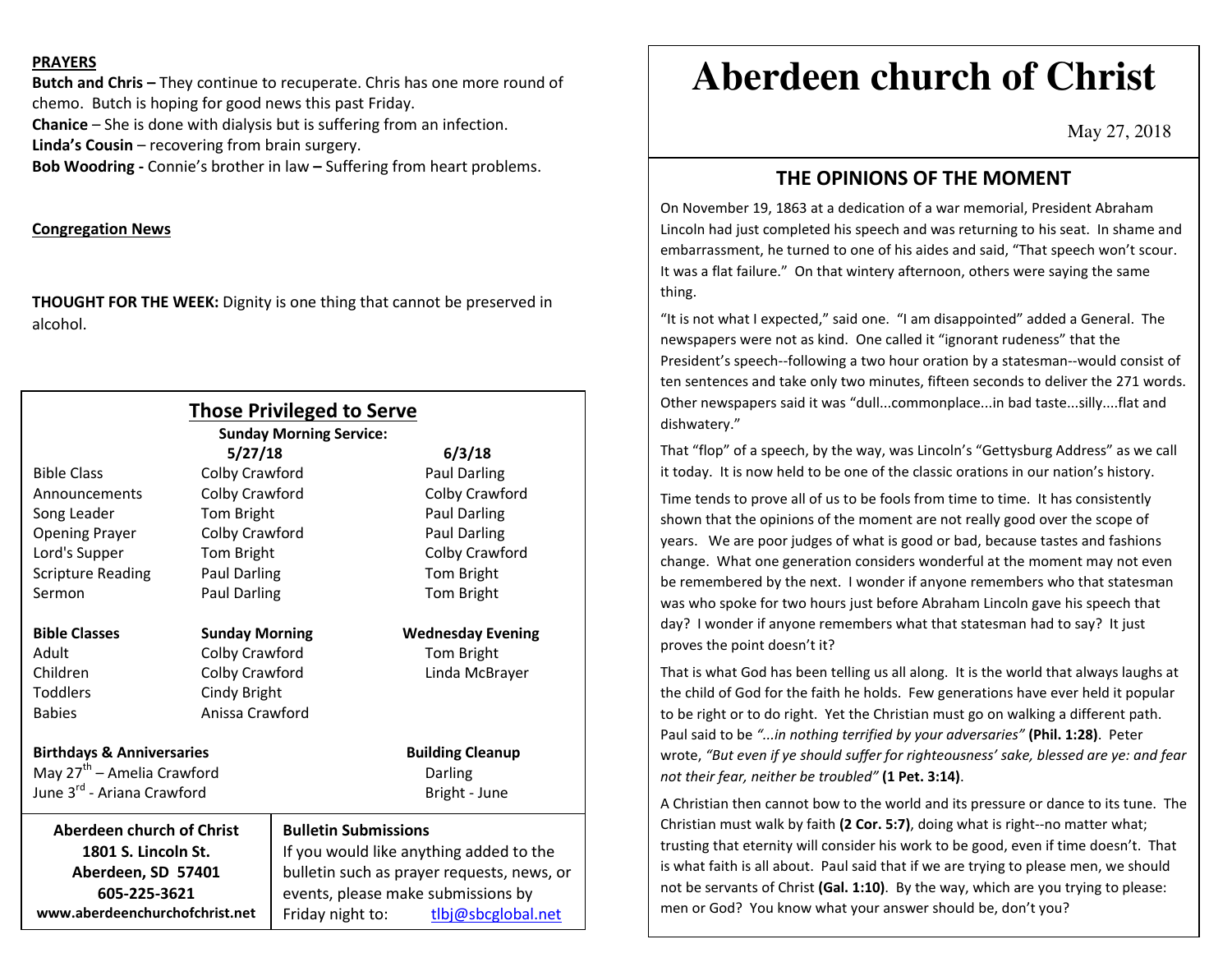**PRAYERS**

**Butch and Chris –** They continue to recuperate. Chris has one more round of chemo. Butch is hoping for good news this past Friday.
**Chanice** – She is done with dialysis but is suffering from an infection.
**Linda's Cousin** – recovering from brain surgery.
**Bob Woodring -** Connie's brother in law **–** Suffering from heart problems.

**Congregation News**

**THOUGHT FOR THE WEEK:** Dignity is one thing that cannot be preserved in alcohol.

## Those Privileged to Serve

**Sunday Morning Service:**

| | 5/27/18 | 6/3/18 |
|---|---|---|
| Bible Class | Colby Crawford | Paul Darling |
| Announcements | Colby Crawford | Colby Crawford |
| Song Leader | Tom Bright | Paul Darling |
| Opening Prayer | Colby Crawford | Paul Darling |
| Lord's Supper | Tom Bright | Colby Crawford |
| Scripture Reading | Paul Darling | Tom Bright |
| Sermon | Paul Darling | Tom Bright |

| **Bible Classes** | **Sunday Morning** | **Wednesday Evening** |
|---|---|---|
| Adult | Colby Crawford | Tom Bright |
| Children | Colby Crawford | Linda McBrayer |
| Toddlers | Cindy Bright | |
| Babies | Anissa Crawford | |

**Birthdays & Anniversaries**
May 27th – Amelia Crawford
June 3rd - Ariana Crawford

**Building Cleanup**
Darling
Bright - June

**Aberdeen church of Christ**
**1801 S. Lincoln St.**
**Aberdeen, SD 57401**
**605-225-3621**
**www.aberdeenchurchofchrist.net**

**Bulletin Submissions**
If you would like anything added to the bulletin such as prayer requests, news, or events, please make submissions by Friday night to: tlbj@sbcglobal.net

# Aberdeen church of Christ

May 27, 2018

## THE OPINIONS OF THE MOMENT

On November 19, 1863 at a dedication of a war memorial, President Abraham Lincoln had just completed his speech and was returning to his seat. In shame and embarrassment, he turned to one of his aides and said, "That speech won't scour. It was a flat failure." On that wintery afternoon, others were saying the same thing.

"It is not what I expected," said one. "I am disappointed" added a General. The newspapers were not as kind. One called it "ignorant rudeness" that the President's speech--following a two hour oration by a statesman--would consist of ten sentences and take only two minutes, fifteen seconds to deliver the 271 words. Other newspapers said it was "dull...commonplace...in bad taste...silly....flat and dishwatery."

That "flop" of a speech, by the way, was Lincoln's "Gettysburg Address" as we call it today. It is now held to be one of the classic orations in our nation's history.

Time tends to prove all of us to be fools from time to time. It has consistently shown that the opinions of the moment are not really good over the scope of years. We are poor judges of what is good or bad, because tastes and fashions change. What one generation considers wonderful at the moment may not even be remembered by the next. I wonder if anyone remembers who that statesman was who spoke for two hours just before Abraham Lincoln gave his speech that day? I wonder if anyone remembers what that statesman had to say? It just proves the point doesn't it?

That is what God has been telling us all along. It is the world that always laughs at the child of God for the faith he holds. Few generations have ever held it popular to be right or to do right. Yet the Christian must go on walking a different path. Paul said to be *"...in nothing terrified by your adversaries"* **(Phil. 1:28)**. Peter wrote, *"But even if ye should suffer for righteousness' sake, blessed are ye: and fear not their fear, neither be troubled"* **(1 Pet. 3:14)**.

A Christian then cannot bow to the world and its pressure or dance to its tune. The Christian must walk by faith **(2 Cor. 5:7)**, doing what is right--no matter what; trusting that eternity will consider his work to be good, even if time doesn't. That is what faith is all about. Paul said that if we are trying to please men, we should not be servants of Christ **(Gal. 1:10)**. By the way, which are you trying to please: men or God? You know what your answer should be, don't you?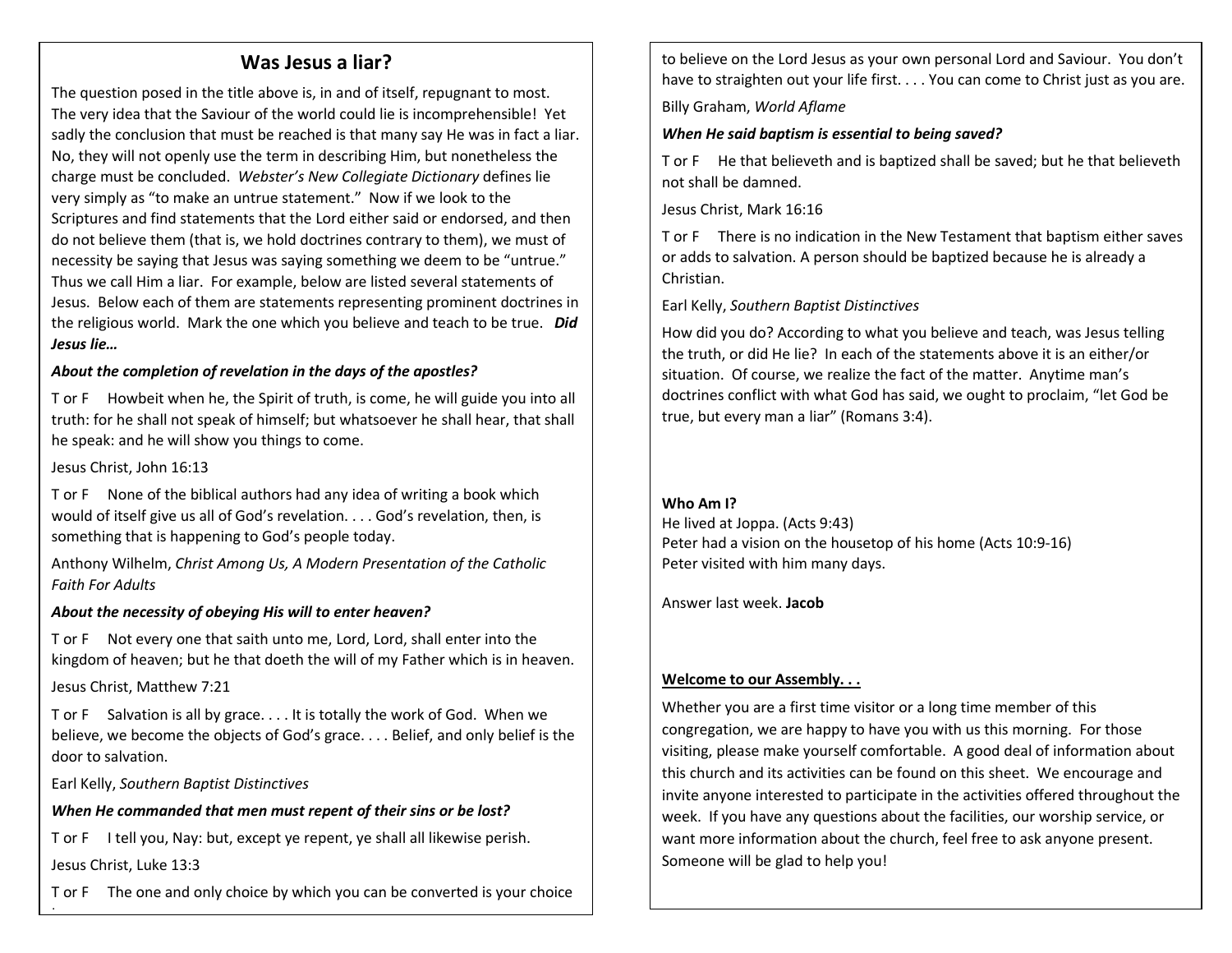# Was Jesus a liar?

The question posed in the title above is, in and of itself, repugnant to most. The very idea that the Saviour of the world could lie is incomprehensible! Yet sadly the conclusion that must be reached is that many say He was in fact a liar. No, they will not openly use the term in describing Him, but nonetheless the charge must be concluded. *Webster's New Collegiate Dictionary* defines lie very simply as "to make an untrue statement." Now if we look to the Scriptures and find statements that the Lord either said or endorsed, and then do not believe them (that is, we hold doctrines contrary to them), we must of necessity be saying that Jesus was saying something we deem to be "untrue." Thus we call Him a liar. For example, below are listed several statements of Jesus. Below each of them are statements representing prominent doctrines in the religious world. Mark the one which you believe and teach to be true. ***Did Jesus lie…***

***About the completion of revelation in the days of the apostles?***

T or F Howbeit when he, the Spirit of truth, is come, he will guide you into all truth: for he shall not speak of himself; but whatsoever he shall hear, that shall he speak: and he will show you things to come.

Jesus Christ, John 16:13

T or F None of the biblical authors had any idea of writing a book which would of itself give us all of God's revelation. . . . God's revelation, then, is something that is happening to God's people today.

Anthony Wilhelm, *Christ Among Us, A Modern Presentation of the Catholic Faith For Adults*

***About the necessity of obeying His will to enter heaven?***

T or F Not every one that saith unto me, Lord, Lord, shall enter into the kingdom of heaven; but he that doeth the will of my Father which is in heaven.

Jesus Christ, Matthew 7:21

T or F Salvation is all by grace. . . . It is totally the work of God. When we believe, we become the objects of God's grace. . . . Belief, and only belief is the door to salvation.

Earl Kelly, *Southern Baptist Distinctives*

***When He commanded that men must repent of their sins or be lost?***

T or F I tell you, Nay: but, except ye repent, ye shall all likewise perish.

Jesus Christ, Luke 13:3

T or F The one and only choice by which you can be converted is your choice to believe on the Lord Jesus as your own personal Lord and Saviour. You don't have to straighten out your life first. . . . You can come to Christ just as you are.

Billy Graham, *World Aflame*

***When He said baptism is essential to being saved?***

T or F He that believeth and is baptized shall be saved; but he that believeth not shall be damned.

Jesus Christ, Mark 16:16

T or F There is no indication in the New Testament that baptism either saves or adds to salvation. A person should be baptized because he is already a Christian.

Earl Kelly, *Southern Baptist Distinctives*

How did you do? According to what you believe and teach, was Jesus telling the truth, or did He lie? In each of the statements above it is an either/or situation. Of course, we realize the fact of the matter. Anytime man's doctrines conflict with what God has said, we ought to proclaim, "let God be true, but every man a liar" (Romans 3:4).

**Who Am I?**

He lived at Joppa. (Acts 9:43)
Peter had a vision on the housetop of his home (Acts 10:9-16)
Peter visited with him many days.

Answer last week. **Jacob**

**Welcome to our Assembly. . .**

Whether you are a first time visitor or a long time member of this congregation, we are happy to have you with us this morning. For those visiting, please make yourself comfortable. A good deal of information about this church and its activities can be found on this sheet. We encourage and invite anyone interested to participate in the activities offered throughout the week. If you have any questions about the facilities, our worship service, or want more information about the church, feel free to ask anyone present. Someone will be glad to help you!